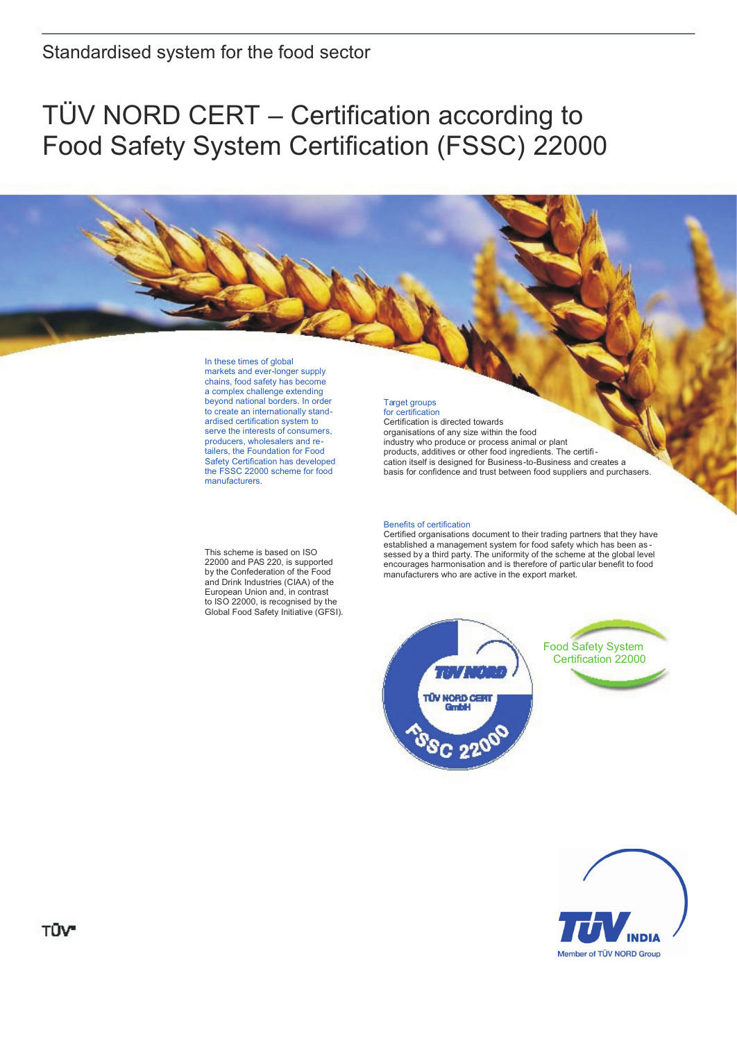Standardised system for the food sector

# TÜV NORD CERT – Certification according to Food Safety System Certification (FSSC) 22000

In these times of global markets and ever-longer supply chains, food safety has become a complex challenge extending beyond national borders. In order to create an internationally standardised certification system to serve the interests of consumers, producers, wholesalers and retailers, the Foundation for Food Safety Certification has developed the FSSC 22000 scheme for food manufacturers.

This scheme is based on ISO 22000 and PAS 220, is supported by the Confederation of the Food and Drink Industries (CIAA) of the European Union and, in contrast to ISO 22000, is recognised by the Global Food Safety Initiative (GFSI).

### Target groups for certification

Certification is directed towards organisations of any size within the food industry who produce or process animal or plant products, additives or other food ingredients. The certification itself is designed for Business-to-Business and creates a basis for confidence and trust between food suppliers and purchasers.

### Benefits of certification

Certified organisations document to their trading partners that they have established a management system for food safety which has been assessed by a third party. The uniformity of the scheme at the global level encourages harmonisation and is therefore of particular benefit to food manufacturers who are active in the export market.

TÜV NORD
TÜV NORD CERT GmbH
FSSC 22000

Food Safety System Certification 22000

TÜV INDIA
Member of TÜV NORD Group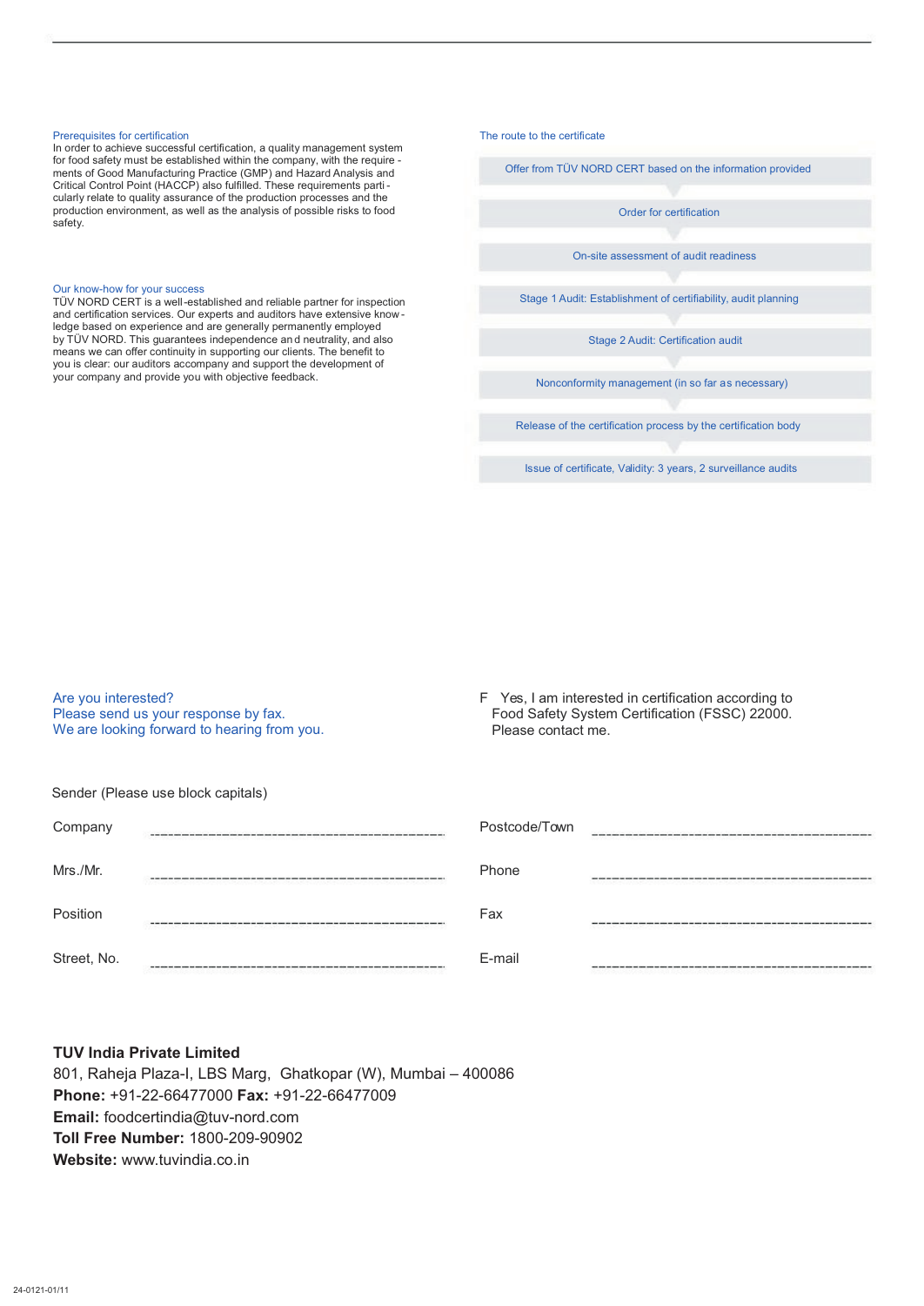## Prerequisites for certification

In order to achieve successful certification, a quality management system for food safety must be established within the company, with the requirements of Good Manufacturing Practice (GMP) and Hazard Analysis and Critical Control Point (HACCP) also fulfilled. These requirements particularly relate to quality assurance of the production processes and the production environment, as well as the analysis of possible risks to food safety.

## Our know-how for your success

TÜV NORD CERT is a well-established and reliable partner for inspection and certification services. Our experts and auditors have extensive knowledge based on experience and are generally permanently employed by TÜV NORD. This guarantees independence and neutrality, and also means we can offer continuity in supporting our clients. The benefit to you is clear: our auditors accompany and support the development of your company and provide you with objective feedback.

## The route to the certificate

- Offer from TÜV NORD CERT based on the information provided
- Order for certification
- On-site assessment of audit readiness
- Stage 1 Audit: Establishment of certifiability, audit planning
- Stage 2 Audit: Certification audit
- Nonconformity management (in so far as necessary)
- Release of the certification process by the certification body
- Issue of certificate, Validity: 3 years, 2 surveillance audits

## Are you interested?
## Please send us your response by fax.
## We are looking forward to hearing from you.

F Yes, I am interested in certification according to Food Safety System Certification (FSSC) 22000. Please contact me.

Sender (Please use block capitals)

Company ____________________________________________

Mrs./Mr. ____________________________________________

Position ____________________________________________

Street, No. ____________________________________________

Postcode/Town ____________________________________________

Phone ____________________________________________

Fax ____________________________________________

E-mail ____________________________________________

**TUV India Private Limited**
801, Raheja Plaza-I, LBS Marg, Ghatkopar (W), Mumbai – 400086
**Phone:** +91-22-66477000 **Fax:** +91-22-66477009
**Email:** foodcertindia@tuv-nord.com
**Toll Free Number:** 1800-209-90902
**Website:** www.tuvindia.co.in

24-0121-01/11